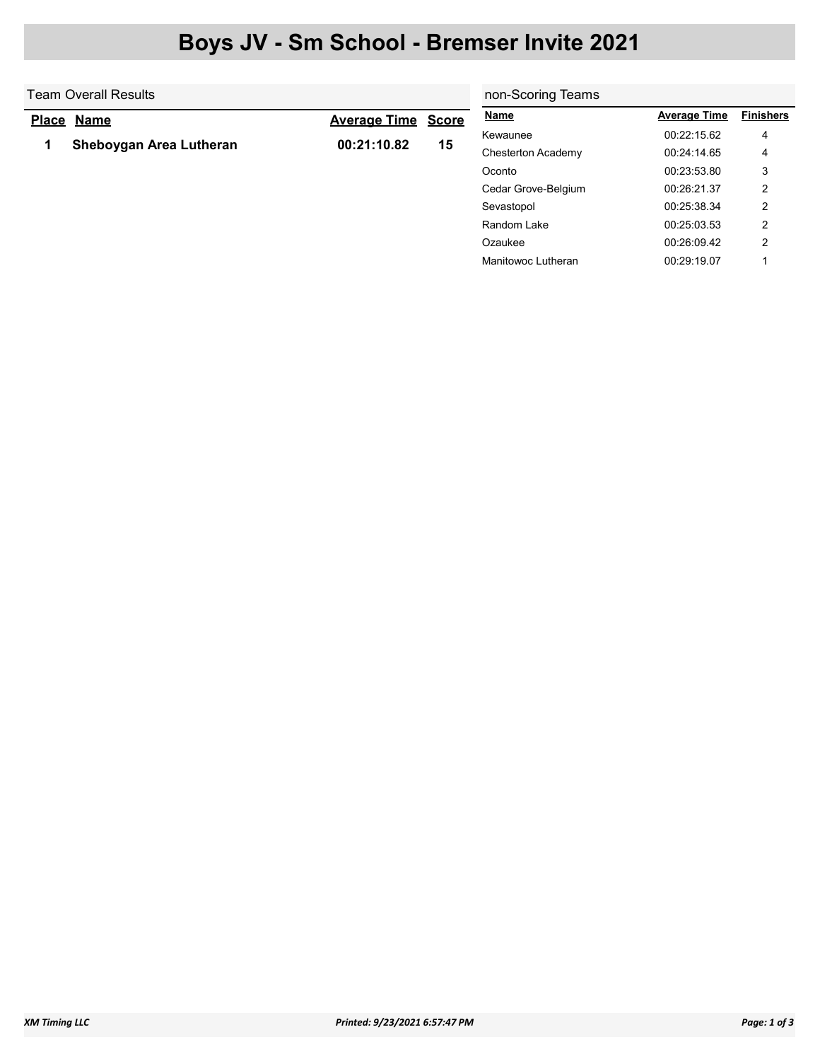# Boys JV - Sm School - Bremser Invite 2021

## Team Overall Results

| Place | Name | Average Time | Score |
|---|---|---|---|
| 1 | **Sheboygan Area Lutheran** | **00:21:10.82** | **15** |

## non-Scoring Teams

| Name | Average Time | Finishers |
|---|---|---|
| Kewaunee | 00:22:15.62 | 4 |
| Chesterton Academy | 00:24:14.65 | 4 |
| Oconto | 00:23:53.80 | 3 |
| Cedar Grove-Belgium | 00:26:21.37 | 2 |
| Sevastopol | 00:25:38.34 | 2 |
| Random Lake | 00:25:03.53 | 2 |
| Ozaukee | 00:26:09.42 | 2 |
| Manitowoc Lutheran | 00:29:19.07 | 1 |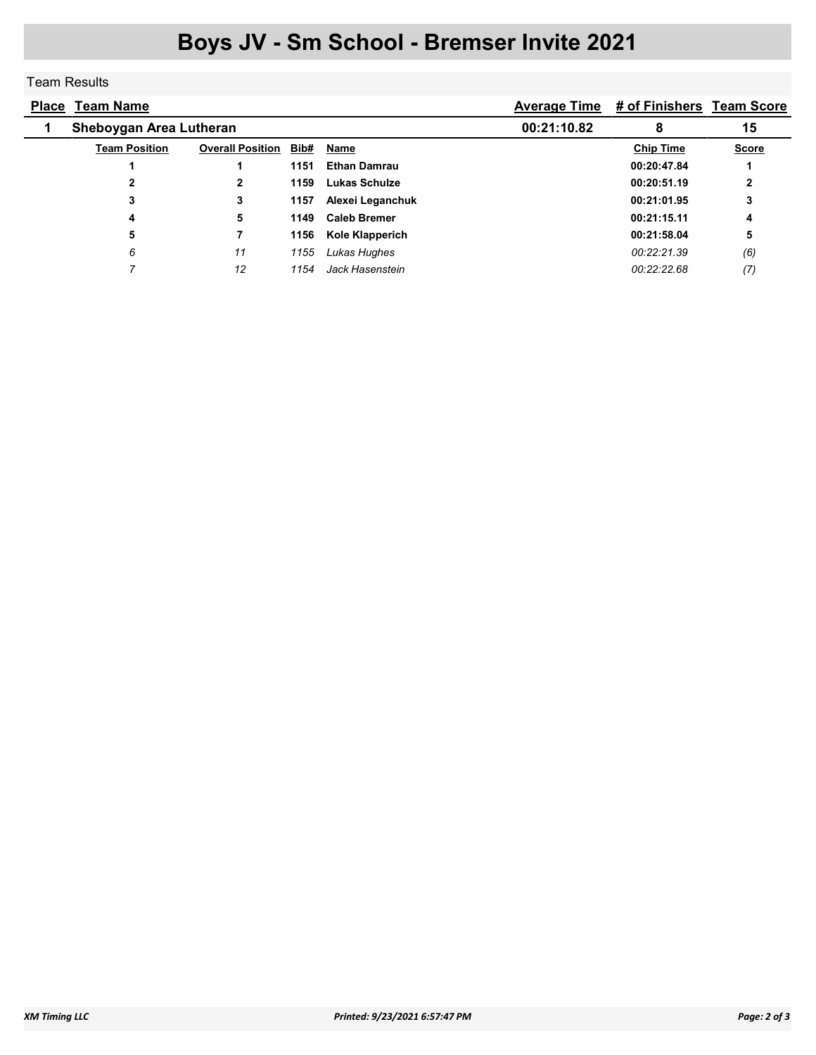# Boys JV - Sm School - Bremser Invite 2021

Team Results

| Place | Team Name | Average Time | # of Finishers | Team Score |
|---|---|---|---|---|
| 1 | Sheboygan Area Lutheran | 00:21:10.82 | 8 | 15 |

| Team Position | Overall Position | Bib# | Name | Chip Time | Score |
|---|---|---|---|---|---|
| **1** | **1** | **1151** | **Ethan Damrau** | **00:20:47.84** | **1** |
| **2** | **2** | **1159** | **Lukas Schulze** | **00:20:51.19** | **2** |
| **3** | **3** | **1157** | **Alexei Leganchuk** | **00:21:01.95** | **3** |
| **4** | **5** | **1149** | **Caleb Bremer** | **00:21:15.11** | **4** |
| **5** | **7** | **1156** | **Kole Klapperich** | **00:21:58.04** | **5** |
| *6* | *11* | *1155* | *Lukas Hughes* | *00:22:21.39* | *(6)* |
| *7* | *12* | *1154* | *Jack Hasenstein* | *00:22:22.68* | *(7)* |

*XM Timing LLC* *Printed: 9/23/2021 6:57:47 PM*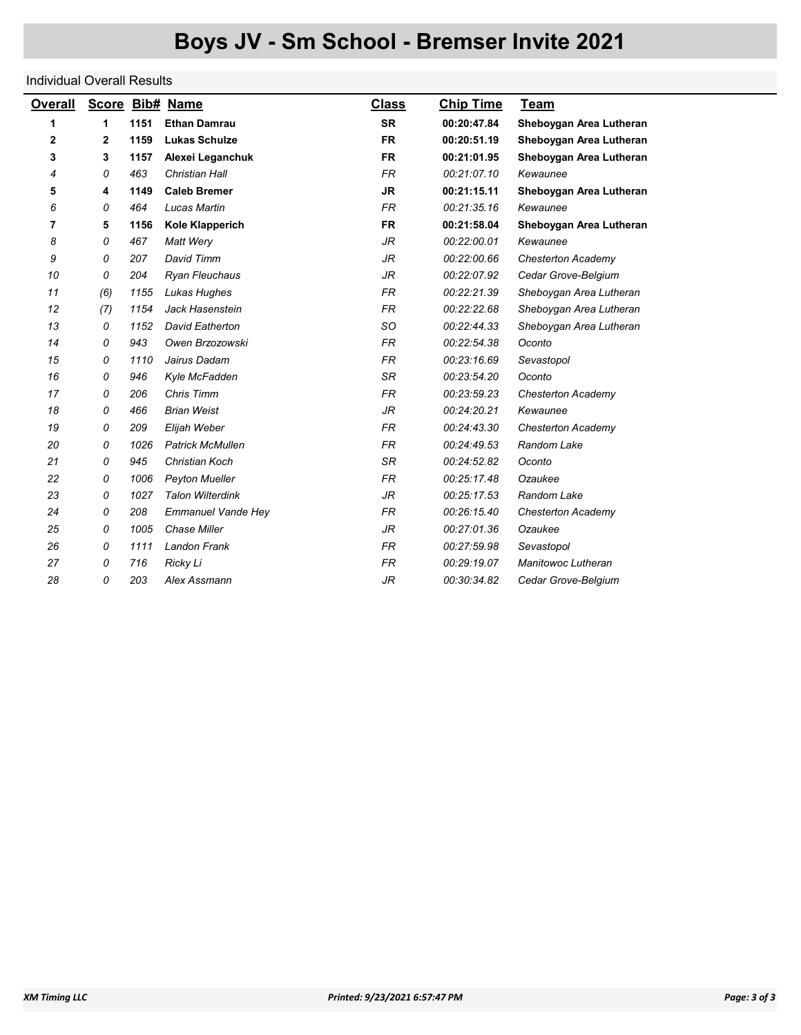# Boys JV - Sm School - Bremser Invite 2021

Individual Overall Results

| Overall | Score | Bib# | Name | Class | Chip Time | Team |
|---|---|---|---|---|---|---|
| **1** | **1** | **1151** | **Ethan Damrau** | **SR** | **00:20:47.84** | **Sheboygan Area Lutheran** |
| **2** | **2** | **1159** | **Lukas Schulze** | **FR** | **00:20:51.19** | **Sheboygan Area Lutheran** |
| **3** | **3** | **1157** | **Alexei Leganchuk** | **FR** | **00:21:01.95** | **Sheboygan Area Lutheran** |
| *4* | *0* | *463* | *Christian Hall* | *FR* | *00:21:07.10* | *Kewaunee* |
| **5** | **4** | **1149** | **Caleb Bremer** | **JR** | **00:21:15.11** | **Sheboygan Area Lutheran** |
| *6* | *0* | *464* | *Lucas Martin* | *FR* | *00:21:35.16* | *Kewaunee* |
| **7** | **5** | **1156** | **Kole Klapperich** | **FR** | **00:21:58.04** | **Sheboygan Area Lutheran** |
| *8* | *0* | *467* | *Matt Wery* | *JR* | *00:22:00.01* | *Kewaunee* |
| *9* | *0* | *207* | *David Timm* | *JR* | *00:22:00.66* | *Chesterton Academy* |
| *10* | *0* | *204* | *Ryan Fleuchaus* | *JR* | *00:22:07.92* | *Cedar Grove-Belgium* |
| *11* | *(6)* | *1155* | *Lukas Hughes* | *FR* | *00:22:21.39* | *Sheboygan Area Lutheran* |
| *12* | *(7)* | *1154* | *Jack Hasenstein* | *FR* | *00:22:22.68* | *Sheboygan Area Lutheran* |
| *13* | *0* | *1152* | *David Eatherton* | *SO* | *00:22:44.33* | *Sheboygan Area Lutheran* |
| *14* | *0* | *943* | *Owen Brzozowski* | *FR* | *00:22:54.38* | *Oconto* |
| *15* | *0* | *1110* | *Jairus Dadam* | *FR* | *00:23:16.69* | *Sevastopol* |
| *16* | *0* | *946* | *Kyle McFadden* | *SR* | *00:23:54.20* | *Oconto* |
| *17* | *0* | *206* | *Chris Timm* | *FR* | *00:23:59.23* | *Chesterton Academy* |
| *18* | *0* | *466* | *Brian Weist* | *JR* | *00:24:20.21* | *Kewaunee* |
| *19* | *0* | *209* | *Elijah Weber* | *FR* | *00:24:43.30* | *Chesterton Academy* |
| *20* | *0* | *1026* | *Patrick McMullen* | *FR* | *00:24:49.53* | *Random Lake* |
| *21* | *0* | *945* | *Christian Koch* | *SR* | *00:24:52.82* | *Oconto* |
| *22* | *0* | *1006* | *Peyton Mueller* | *FR* | *00:25:17.48* | *Ozaukee* |
| *23* | *0* | *1027* | *Talon Wilterdink* | *JR* | *00:25:17.53* | *Random Lake* |
| *24* | *0* | *208* | *Emmanuel Vande Hey* | *FR* | *00:26:15.40* | *Chesterton Academy* |
| *25* | *0* | *1005* | *Chase Miller* | *JR* | *00:27:01.36* | *Ozaukee* |
| *26* | *0* | *1111* | *Landon Frank* | *FR* | *00:27:59.98* | *Sevastopol* |
| *27* | *0* | *716* | *Ricky Li* | *FR* | *00:29:19.07* | *Manitowoc Lutheran* |
| *28* | *0* | *203* | *Alex Assmann* | *JR* | *00:30:34.82* | *Cedar Grove-Belgium* |